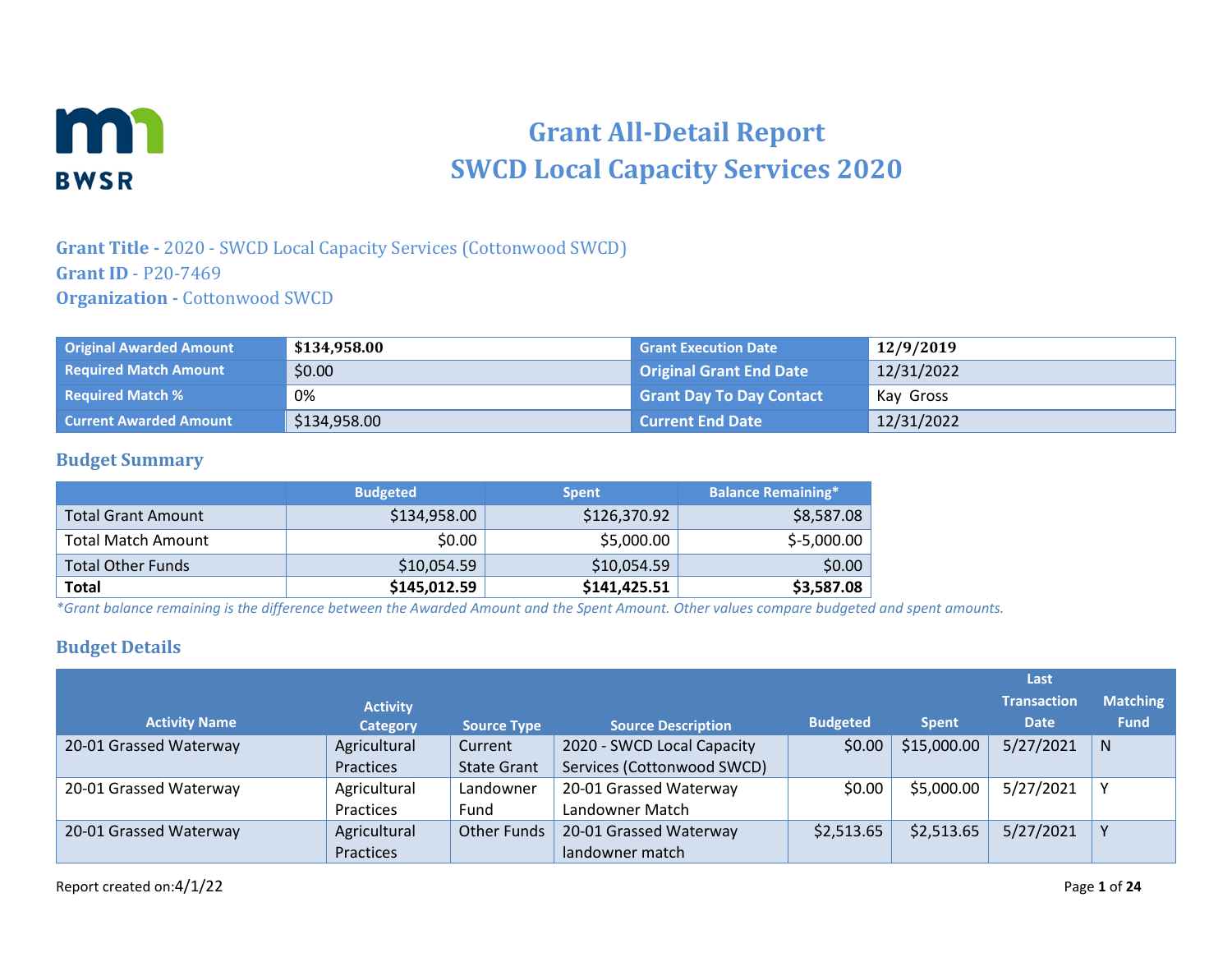# Grant All-Detail Report
# SWCD Local Capacity Services 2020

**Grant Title -** 2020 - SWCD Local Capacity Services (Cottonwood SWCD)
**Grant ID** - P20-7469
**Organization -** Cottonwood SWCD

| | | | |
|---|---|---|---|
| **Original Awarded Amount** | **$134,958.00** | **Grant Execution Date** | **12/9/2019** |
| **Required Match Amount** | $0.00 | **Original Grant End Date** | 12/31/2022 |
| **Required Match %** | 0% | **Grant Day To Day Contact** | Kay Gross |
| **Current Awarded Amount** | $134,958.00 | **Current End Date** | 12/31/2022 |

## Budget Summary

| | Budgeted | Spent | Balance Remaining* |
|---|---|---|---|
| Total Grant Amount | $134,958.00 | $126,370.92 | $8,587.08 |
| Total Match Amount | $0.00 | $5,000.00 | $-5,000.00 |
| Total Other Funds | $10,054.59 | $10,054.59 | $0.00 |
| **Total** | **$145,012.59** | **$141,425.51** | **$3,587.08** |

*\*Grant balance remaining is the difference between the Awarded Amount and the Spent Amount. Other values compare budgeted and spent amounts.*

## Budget Details

| Activity Name | Activity Category | Source Type | Source Description | Budgeted | Spent | Last Transaction Date | Matching Fund |
|---|---|---|---|---|---|---|---|
| 20-01 Grassed Waterway | Agricultural Practices | Current State Grant | 2020 - SWCD Local Capacity Services (Cottonwood SWCD) | $0.00 | $15,000.00 | 5/27/2021 | N |
| 20-01 Grassed Waterway | Agricultural Practices | Landowner Fund | 20-01 Grassed Waterway Landowner Match | $0.00 | $5,000.00 | 5/27/2021 | Y |
| 20-01 Grassed Waterway | Agricultural Practices | Other Funds | 20-01 Grassed Waterway landowner match | $2,513.65 | $2,513.65 | 5/27/2021 | Y |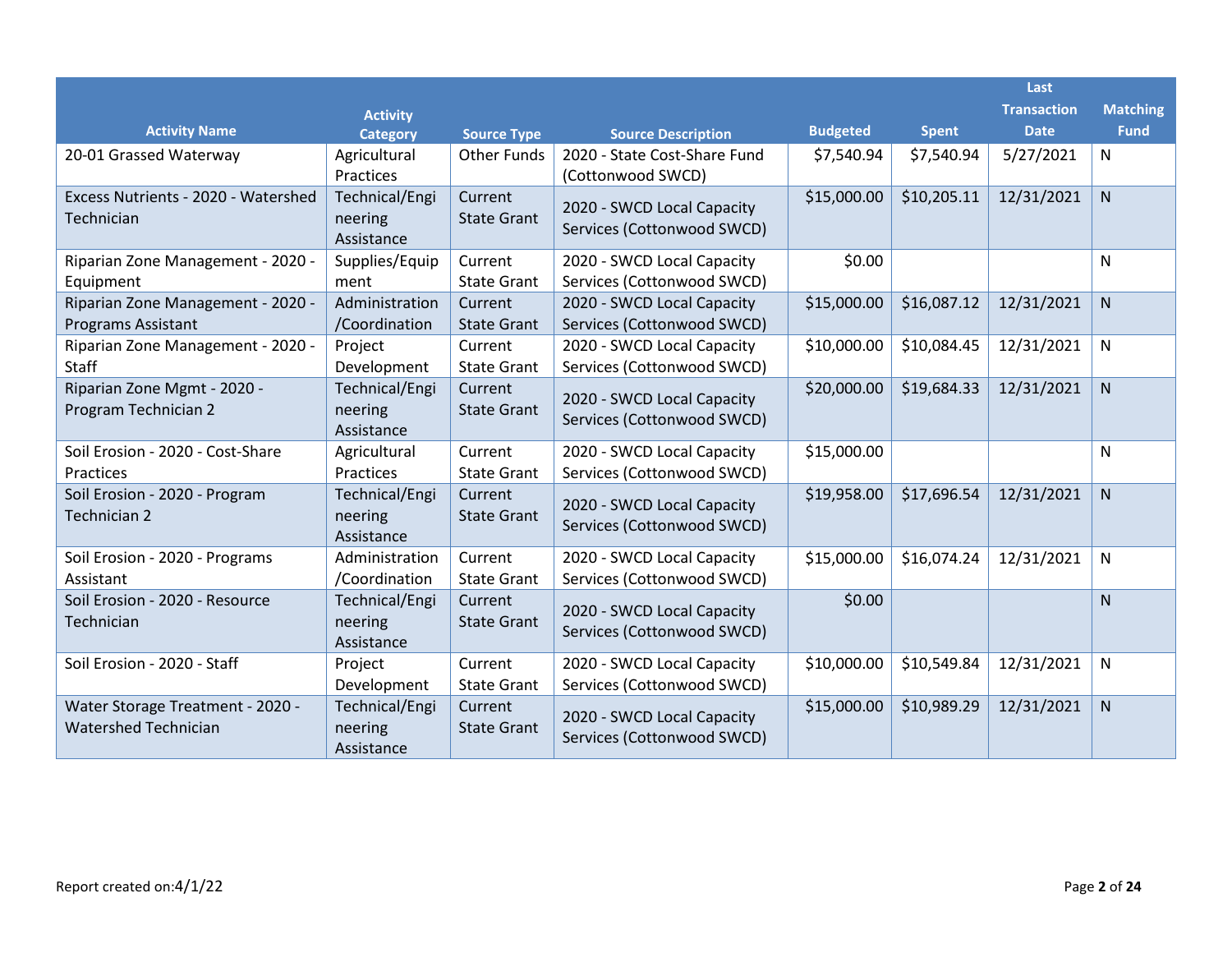| Activity Name | Activity Category | Source Type | Source Description | Budgeted | Spent | Last Transaction Date | Matching Fund |
|---|---|---|---|---|---|---|---|
| 20-01 Grassed Waterway | Agricultural Practices | Other Funds | 2020 - State Cost-Share Fund (Cottonwood SWCD) | $7,540.94 | $7,540.94 | 5/27/2021 | N |
| Excess Nutrients - 2020 - Watershed Technician | Technical/Engineering Assistance | Current State Grant | 2020 - SWCD Local Capacity Services (Cottonwood SWCD) | $15,000.00 | $10,205.11 | 12/31/2021 | N |
| Riparian Zone Management - 2020 - Equipment | Supplies/Equipment | Current State Grant | 2020 - SWCD Local Capacity Services (Cottonwood SWCD) | $0.00 | | | N |
| Riparian Zone Management - 2020 - Programs Assistant | Administration/Coordination | Current State Grant | 2020 - SWCD Local Capacity Services (Cottonwood SWCD) | $15,000.00 | $16,087.12 | 12/31/2021 | N |
| Riparian Zone Management - 2020 - Staff | Project Development | Current State Grant | 2020 - SWCD Local Capacity Services (Cottonwood SWCD) | $10,000.00 | $10,084.45 | 12/31/2021 | N |
| Riparian Zone Mgmt - 2020 - Program Technician 2 | Technical/Engineering Assistance | Current State Grant | 2020 - SWCD Local Capacity Services (Cottonwood SWCD) | $20,000.00 | $19,684.33 | 12/31/2021 | N |
| Soil Erosion - 2020 - Cost-Share Practices | Agricultural Practices | Current State Grant | 2020 - SWCD Local Capacity Services (Cottonwood SWCD) | $15,000.00 | | | N |
| Soil Erosion - 2020 - Program Technician 2 | Technical/Engineering Assistance | Current State Grant | 2020 - SWCD Local Capacity Services (Cottonwood SWCD) | $19,958.00 | $17,696.54 | 12/31/2021 | N |
| Soil Erosion - 2020 - Programs Assistant | Administration/Coordination | Current State Grant | 2020 - SWCD Local Capacity Services (Cottonwood SWCD) | $15,000.00 | $16,074.24 | 12/31/2021 | N |
| Soil Erosion - 2020 - Resource Technician | Technical/Engineering Assistance | Current State Grant | 2020 - SWCD Local Capacity Services (Cottonwood SWCD) | $0.00 | | | N |
| Soil Erosion - 2020 - Staff | Project Development | Current State Grant | 2020 - SWCD Local Capacity Services (Cottonwood SWCD) | $10,000.00 | $10,549.84 | 12/31/2021 | N |
| Water Storage Treatment - 2020 - Watershed Technician | Technical/Engineering Assistance | Current State Grant | 2020 - SWCD Local Capacity Services (Cottonwood SWCD) | $15,000.00 | $10,989.29 | 12/31/2021 | N |

Report created on:4/1/22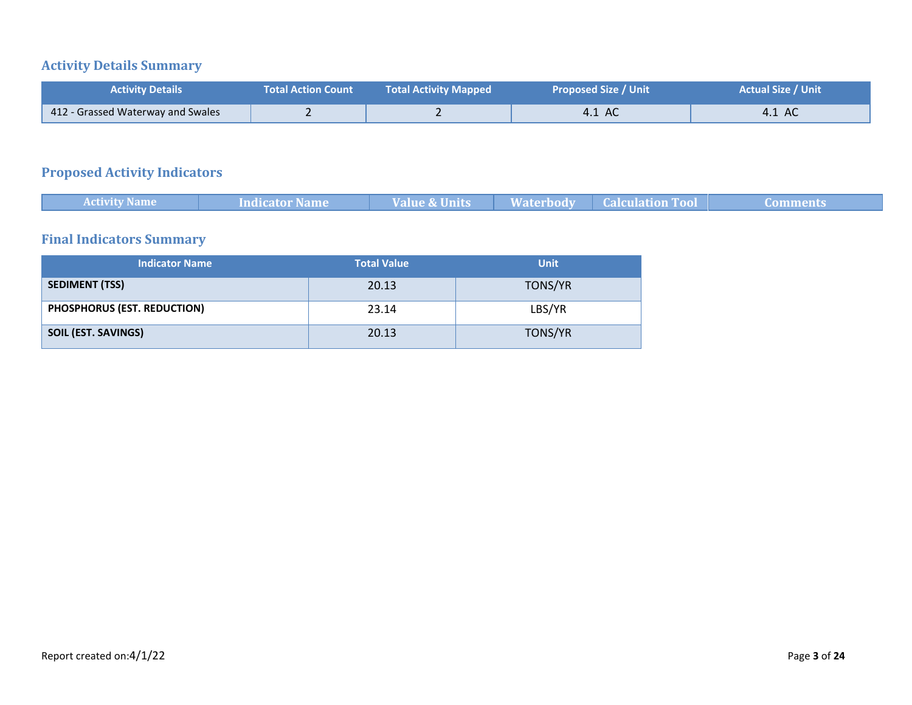## Activity Details Summary

| Activity Details | Total Action Count | Total Activity Mapped | Proposed Size / Unit | Actual Size / Unit |
|---|---|---|---|---|
| 412 - Grassed Waterway and Swales | 2 | 2 | 4.1 AC | 4.1 AC |

## Proposed Activity Indicators

| Activity Name | Indicator Name | Value & Units | Waterbody | Calculation Tool | Comments |
|---|---|---|---|---|---|

## Final Indicators Summary

| Indicator Name | Total Value | Unit |
|---|---|---|
| **SEDIMENT (TSS)** | 20.13 | TONS/YR |
| **PHOSPHORUS (EST. REDUCTION)** | 23.14 | LBS/YR |
| **SOIL (EST. SAVINGS)** | 20.13 | TONS/YR |

Report created on:4/1/22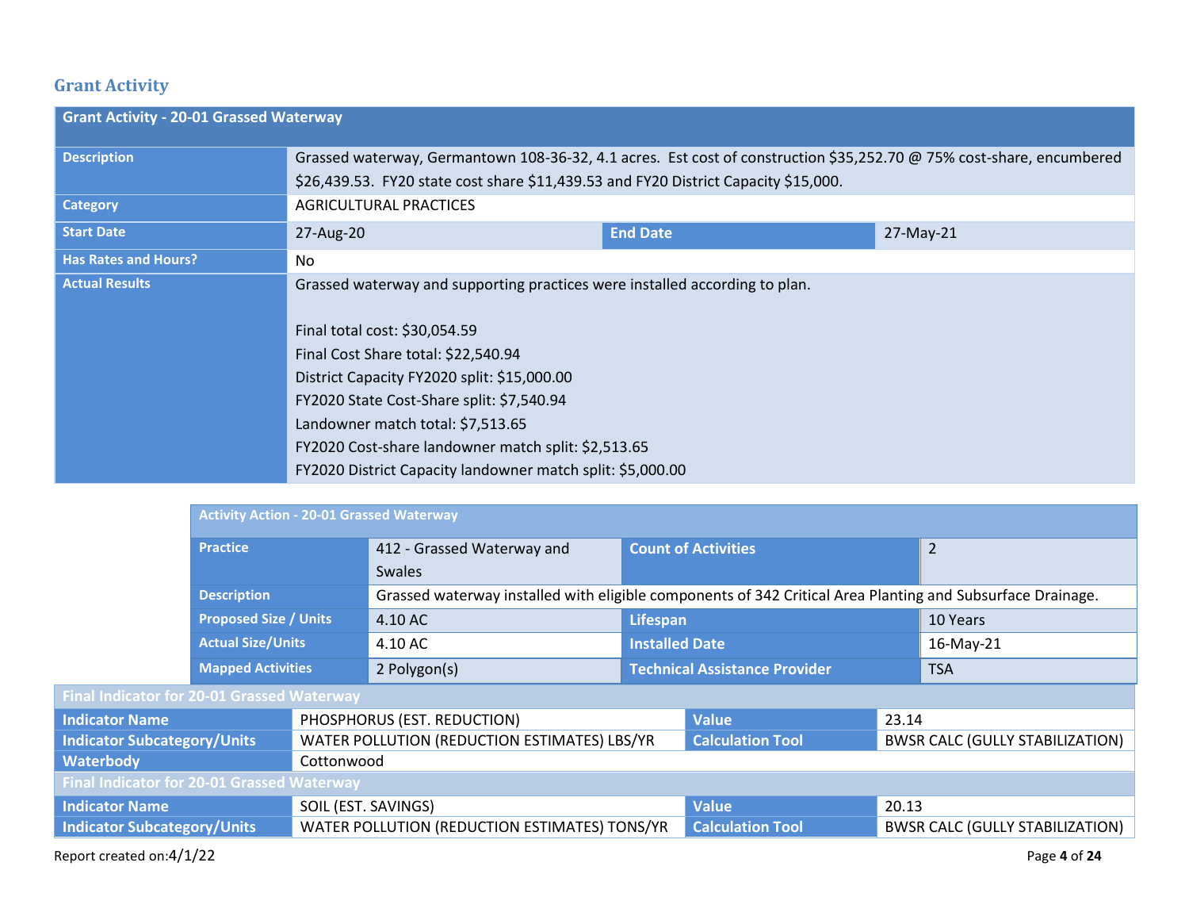## Grant Activity

| Grant Activity - 20-01 Grassed Waterway | | | |
|---|---|---|---|
| Description | Grassed waterway, Germantown 108-36-32, 4.1 acres. Est cost of construction $35,252.70 @ 75% cost-share, encumbered $26,439.53. FY20 state cost share $11,439.53 and FY20 District Capacity $15,000. | | |
| Category | AGRICULTURAL PRACTICES | | |
| Start Date | 27-Aug-20 | End Date | 27-May-21 |
| Has Rates and Hours? | No | | |
| Actual Results | Grassed waterway and supporting practices were installed according to plan.<br><br>Final total cost: $30,054.59<br>Final Cost Share total: $22,540.94<br>District Capacity FY2020 split: $15,000.00<br>FY2020 State Cost-Share split: $7,540.94<br>Landowner match total: $7,513.65<br>FY2020 Cost-share landowner match split: $2,513.65<br>FY2020 District Capacity landowner match split: $5,000.00 | | |

| Activity Action - 20-01 Grassed Waterway | | | |
|---|---|---|---|
| Practice | 412 - Grassed Waterway and Swales | Count of Activities | 2 |
| Description | Grassed waterway installed with eligible components of 342 Critical Area Planting and Subsurface Drainage. | | |
| Proposed Size / Units | 4.10 AC | Lifespan | 10 Years |
| Actual Size/Units | 4.10 AC | Installed Date | 16-May-21 |
| Mapped Activities | 2 Polygon(s) | Technical Assistance Provider | TSA |

| Final Indicator for 20-01 Grassed Waterway | | | |
|---|---|---|---|
| Indicator Name | PHOSPHORUS (EST. REDUCTION) | Value | 23.14 |
| Indicator Subcategory/Units | WATER POLLUTION (REDUCTION ESTIMATES) LBS/YR | Calculation Tool | BWSR CALC (GULLY STABILIZATION) |
| Waterbody | Cottonwood | | |

| Final Indicator for 20-01 Grassed Waterway | | | |
|---|---|---|---|
| Indicator Name | SOIL (EST. SAVINGS) | Value | 20.13 |
| Indicator Subcategory/Units | WATER POLLUTION (REDUCTION ESTIMATES) TONS/YR | Calculation Tool | BWSR CALC (GULLY STABILIZATION) |

Report created on:4/1/22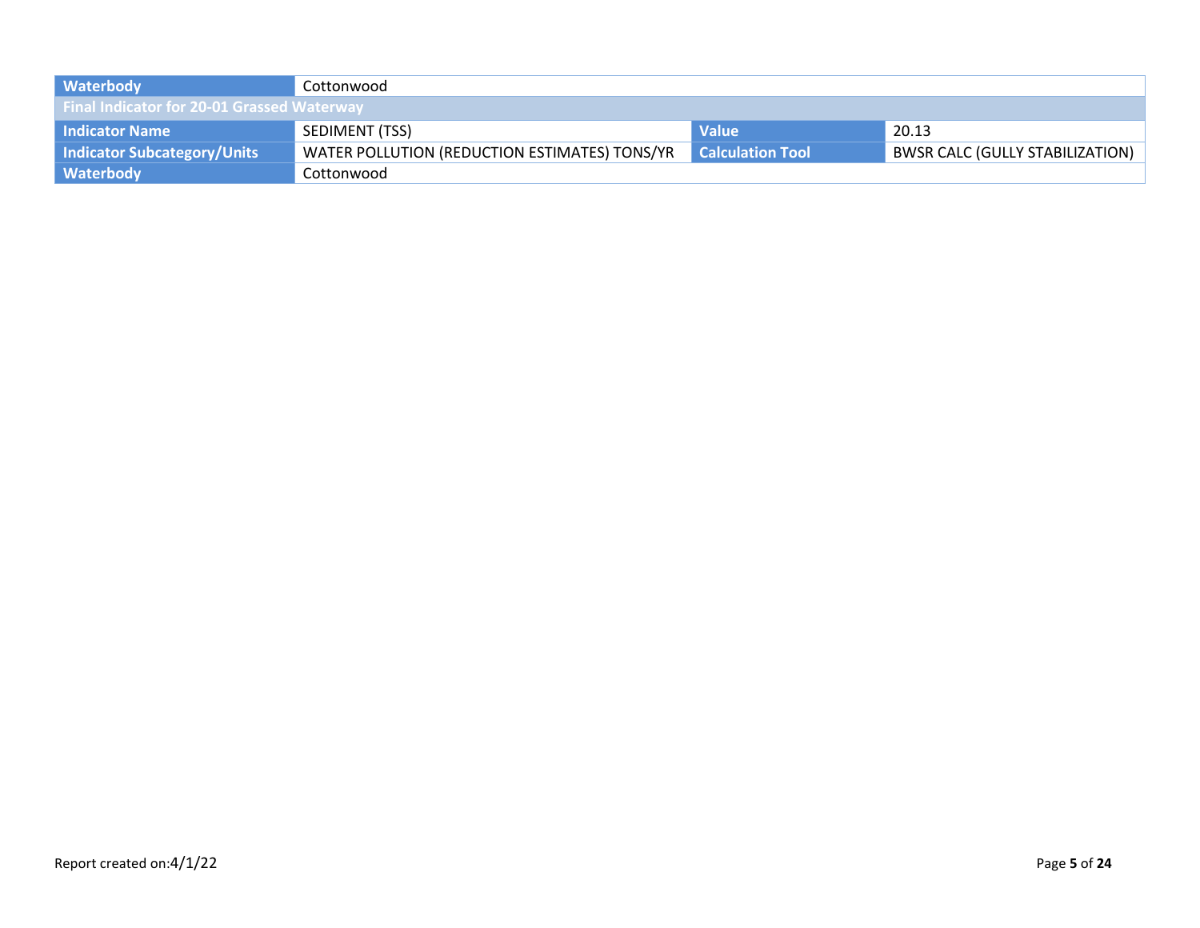| Waterbody | Cottonwood | | |
|---|---|---|---|
| **Final Indicator for 20-01 Grassed Waterway** | | | |
| **Indicator Name** | SEDIMENT (TSS) | **Value** | 20.13 |
| **Indicator Subcategory/Units** | WATER POLLUTION (REDUCTION ESTIMATES) TONS/YR | **Calculation Tool** | BWSR CALC (GULLY STABILIZATION) |
| **Waterbody** | Cottonwood | | |

Report created on:4/1/22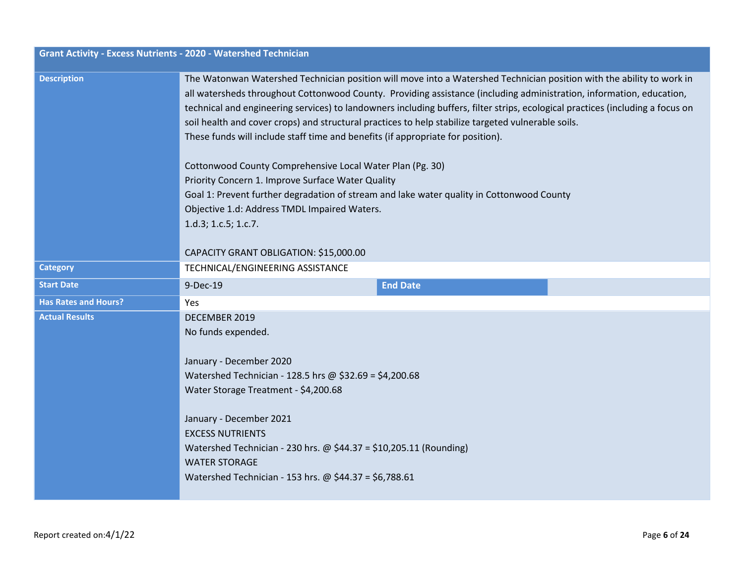| Grant Activity - Excess Nutrients - 2020 - Watershed Technician | | | |
|---|---|---|---|
| **Description** | The Watonwan Watershed Technician position will move into a Watershed Technician position with the ability to work in all watersheds throughout Cottonwood County. Providing assistance (including administration, information, education, technical and engineering services) to landowners including buffers, filter strips, ecological practices (including a focus on soil health and cover crops) and structural practices to help stabilize targeted vulnerable soils.<br>These funds will include staff time and benefits (if appropriate for position).<br><br>Cottonwood County Comprehensive Local Water Plan (Pg. 30)<br>Priority Concern 1. Improve Surface Water Quality<br>Goal 1: Prevent further degradation of stream and lake water quality in Cottonwood County<br>Objective 1.d: Address TMDL Impaired Waters.<br>1.d.3; 1.c.5; 1.c.7.<br><br>CAPACITY GRANT OBLIGATION: $15,000.00 | | |
| **Category** | TECHNICAL/ENGINEERING ASSISTANCE | | |
| **Start Date** | 9-Dec-19 | **End Date** | |
| **Has Rates and Hours?** | Yes | | |
| **Actual Results** | DECEMBER 2019<br>No funds expended.<br><br>January - December 2020<br>Watershed Technician - 128.5 hrs @ $32.69 = $4,200.68<br>Water Storage Treatment - $4,200.68<br><br>January - December 2021<br>EXCESS NUTRIENTS<br>Watershed Technician - 230 hrs. @ $44.37 = $10,205.11 (Rounding)<br>WATER STORAGE<br>Watershed Technician - 153 hrs. @ $44.37 = $6,788.61 | | |

Report created on:4/1/22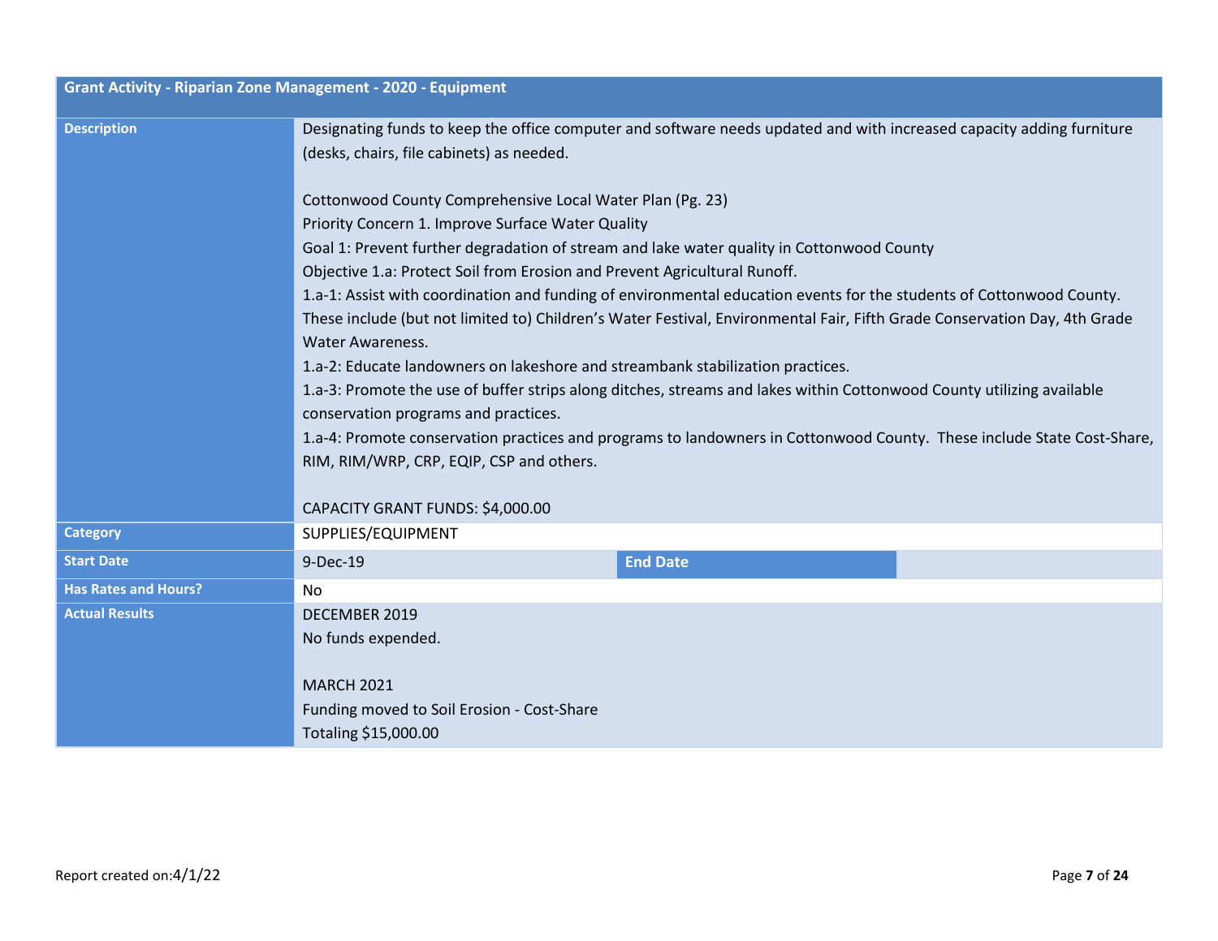| Grant Activity - Riparian Zone Management - 2020 - Equipment | | | |
|---|---|---|---|
| **Description** | Designating funds to keep the office computer and software needs updated and with increased capacity adding furniture (desks, chairs, file cabinets) as needed.<br><br>Cottonwood County Comprehensive Local Water Plan (Pg. 23)<br>Priority Concern 1. Improve Surface Water Quality<br>Goal 1: Prevent further degradation of stream and lake water quality in Cottonwood County<br>Objective 1.a: Protect Soil from Erosion and Prevent Agricultural Runoff.<br>1.a-1: Assist with coordination and funding of environmental education events for the students of Cottonwood County. These include (but not limited to) Children's Water Festival, Environmental Fair, Fifth Grade Conservation Day, 4th Grade Water Awareness.<br>1.a-2: Educate landowners on lakeshore and streambank stabilization practices.<br>1.a-3: Promote the use of buffer strips along ditches, streams and lakes within Cottonwood County utilizing available conservation programs and practices.<br>1.a-4: Promote conservation practices and programs to landowners in Cottonwood County. These include State Cost-Share, RIM, RIM/WRP, CRP, EQIP, CSP and others.<br><br>CAPACITY GRANT FUNDS: $4,000.00 | | |
| **Category** | SUPPLIES/EQUIPMENT | | |
| **Start Date** | 9-Dec-19 | **End Date** | |
| **Has Rates and Hours?** | No | | |
| **Actual Results** | DECEMBER 2019<br>No funds expended.<br><br>MARCH 2021<br>Funding moved to Soil Erosion - Cost-Share<br>Totaling $15,000.00 | | |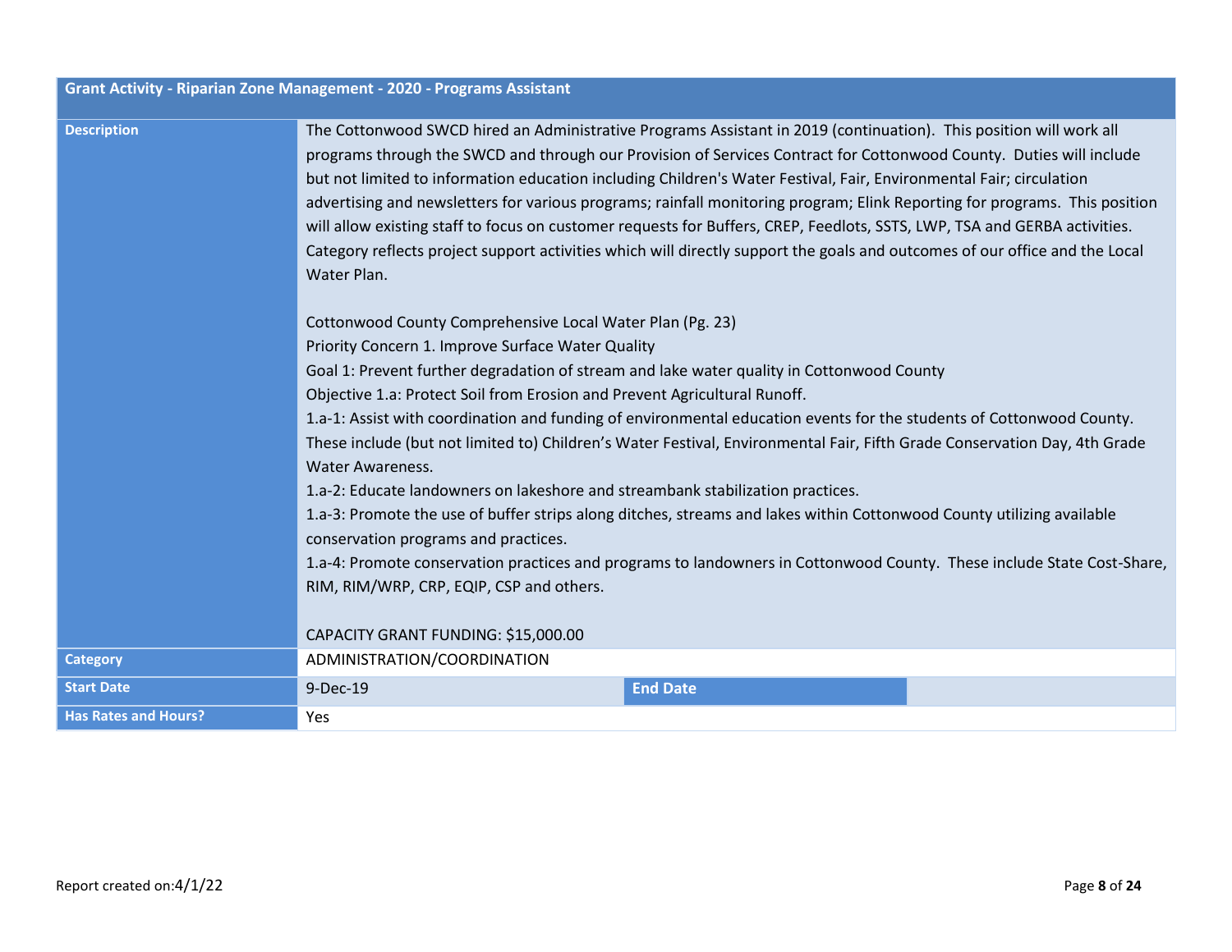| Grant Activity - Riparian Zone Management - 2020 - Programs Assistant | | | |
|---|---|---|---|
| **Description** | The Cottonwood SWCD hired an Administrative Programs Assistant in 2019 (continuation). This position will work all programs through the SWCD and through our Provision of Services Contract for Cottonwood County. Duties will include but not limited to information education including Children's Water Festival, Fair, Environmental Fair; circulation advertising and newsletters for various programs; rainfall monitoring program; Elink Reporting for programs. This position will allow existing staff to focus on customer requests for Buffers, CREP, Feedlots, SSTS, LWP, TSA and GERBA activities. Category reflects project support activities which will directly support the goals and outcomes of our office and the Local Water Plan.<br><br>Cottonwood County Comprehensive Local Water Plan (Pg. 23)<br>Priority Concern 1. Improve Surface Water Quality<br>Goal 1: Prevent further degradation of stream and lake water quality in Cottonwood County<br>Objective 1.a: Protect Soil from Erosion and Prevent Agricultural Runoff.<br>1.a-1: Assist with coordination and funding of environmental education events for the students of Cottonwood County. These include (but not limited to) Children's Water Festival, Environmental Fair, Fifth Grade Conservation Day, 4th Grade Water Awareness.<br>1.a-2: Educate landowners on lakeshore and streambank stabilization practices.<br>1.a-3: Promote the use of buffer strips along ditches, streams and lakes within Cottonwood County utilizing available conservation programs and practices.<br>1.a-4: Promote conservation practices and programs to landowners in Cottonwood County. These include State Cost-Share, RIM, RIM/WRP, CRP, EQIP, CSP and others.<br><br>CAPACITY GRANT FUNDING: $15,000.00 | | |
| **Category** | ADMINISTRATION/COORDINATION | | |
| **Start Date** | 9-Dec-19 | **End Date** | |
| **Has Rates and Hours?** | Yes | | |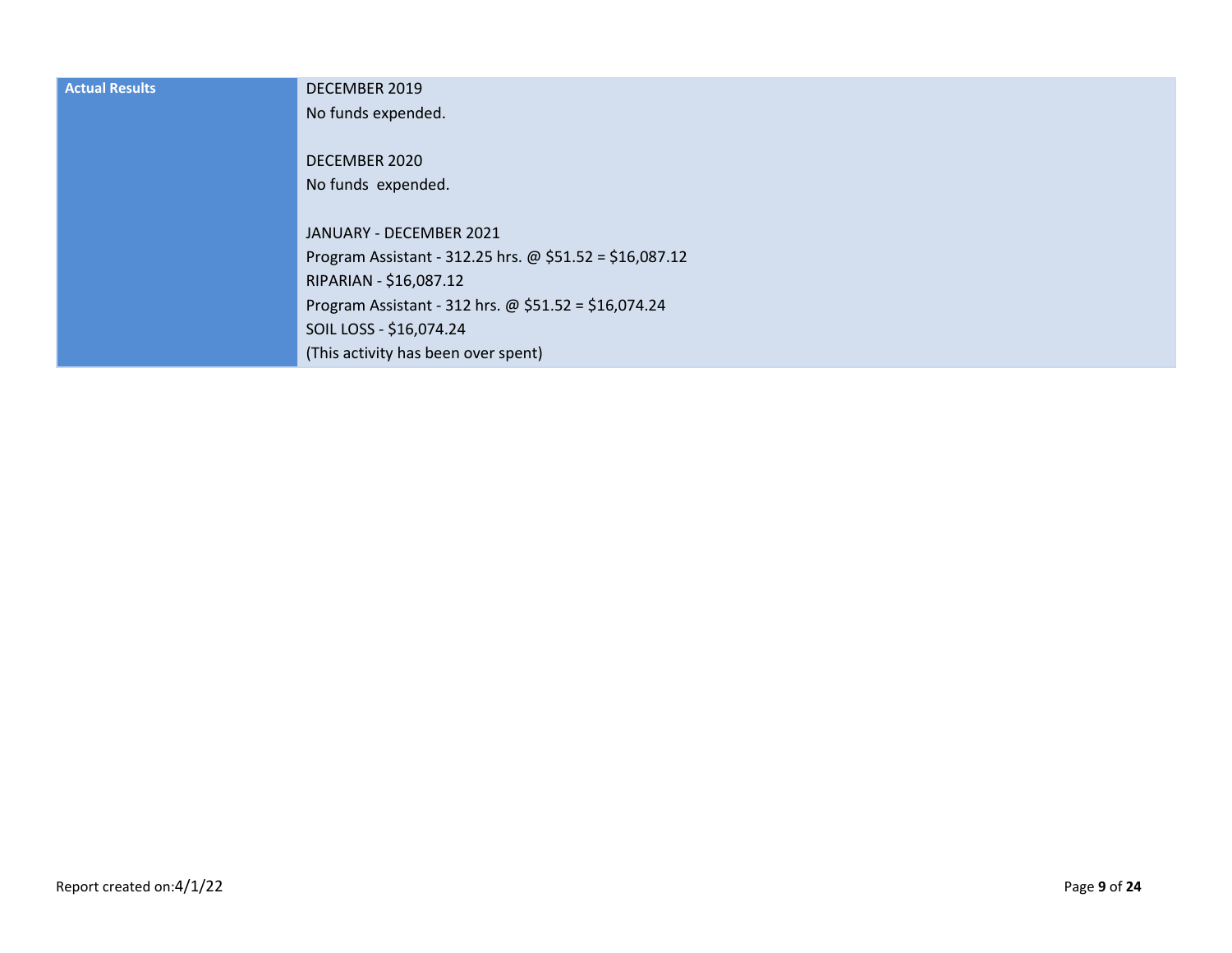| Actual Results | DECEMBER 2019<br>No funds expended.<br><br>DECEMBER 2020<br>No funds expended.<br><br>JANUARY - DECEMBER 2021<br>Program Assistant - 312.25 hrs. @ $51.52 = $16,087.12<br>RIPARIAN - $16,087.12<br>Program Assistant - 312 hrs. @ $51.52 = $16,074.24<br>SOIL LOSS - $16,074.24<br>(This activity has been over spent) |
|---|---|

Report created on:4/1/22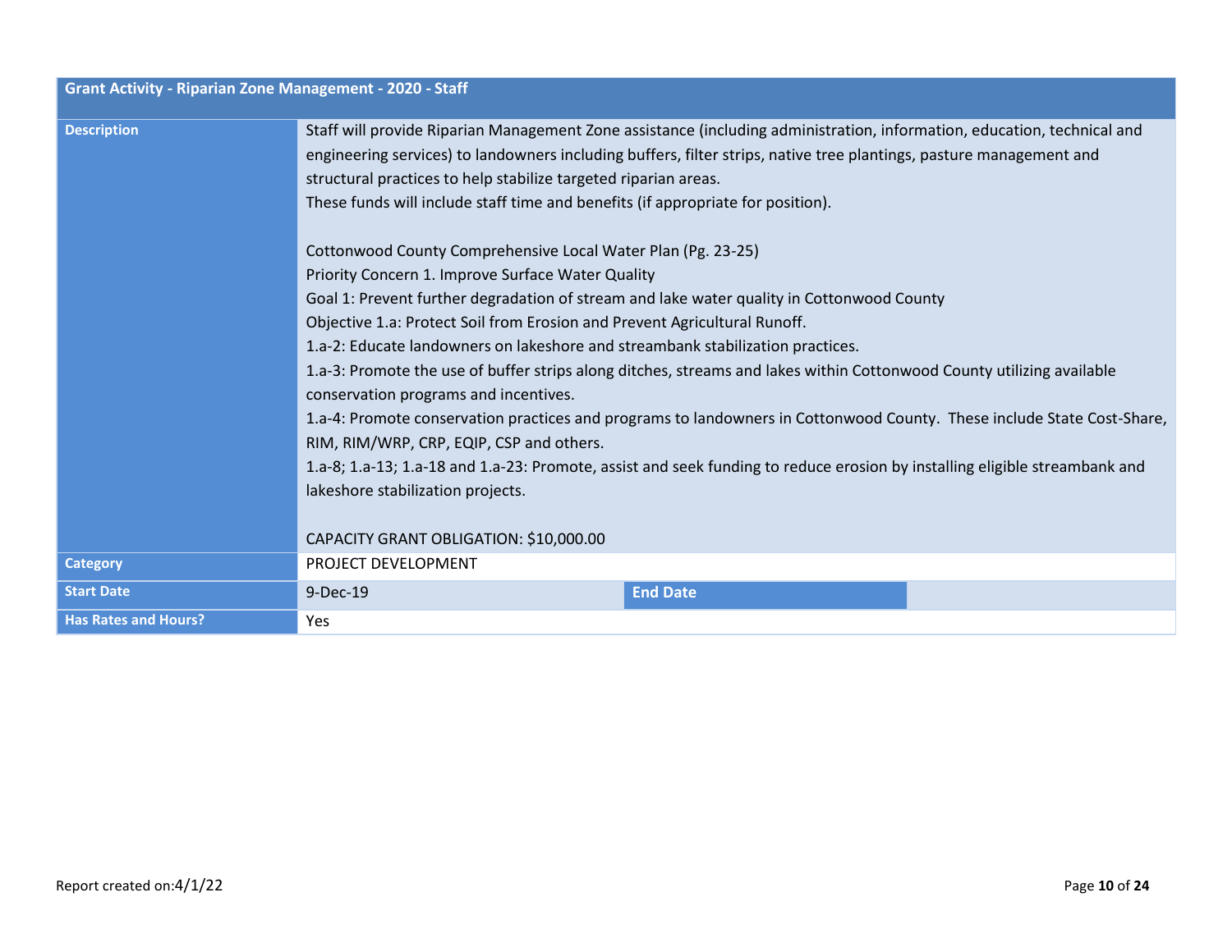| Grant Activity - Riparian Zone Management - 2020 - Staff | | | |
|---|---|---|---|
| **Description** | Staff will provide Riparian Management Zone assistance (including administration, information, education, technical and engineering services) to landowners including buffers, filter strips, native tree plantings, pasture management and structural practices to help stabilize targeted riparian areas.<br>These funds will include staff time and benefits (if appropriate for position).<br><br>Cottonwood County Comprehensive Local Water Plan (Pg. 23-25)<br>Priority Concern 1. Improve Surface Water Quality<br>Goal 1: Prevent further degradation of stream and lake water quality in Cottonwood County<br>Objective 1.a: Protect Soil from Erosion and Prevent Agricultural Runoff.<br>1.a-2: Educate landowners on lakeshore and streambank stabilization practices.<br>1.a-3: Promote the use of buffer strips along ditches, streams and lakes within Cottonwood County utilizing available conservation programs and incentives.<br>1.a-4: Promote conservation practices and programs to landowners in Cottonwood County. These include State Cost-Share, RIM, RIM/WRP, CRP, EQIP, CSP and others.<br>1.a-8; 1.a-13; 1.a-18 and 1.a-23: Promote, assist and seek funding to reduce erosion by installing eligible streambank and lakeshore stabilization projects.<br><br>CAPACITY GRANT OBLIGATION: $10,000.00 | | |
| **Category** | PROJECT DEVELOPMENT | | |
| **Start Date** | 9-Dec-19 | **End Date** | |
| **Has Rates and Hours?** | Yes | | |

Report created on:4/1/22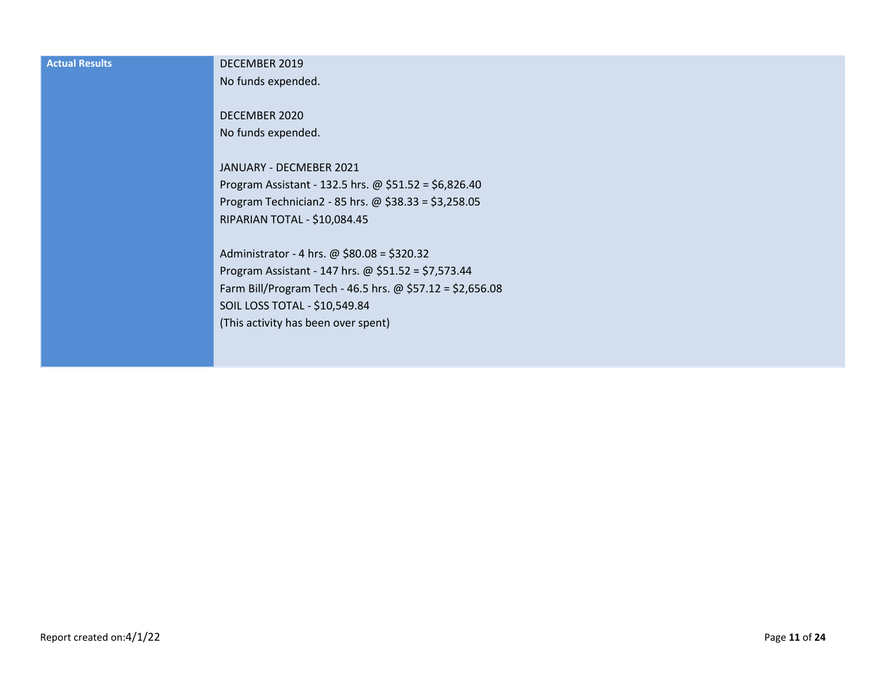| Actual Results | DECEMBER 2019<br>No funds expended.<br><br>DECEMBER 2020<br>No funds expended.<br><br>JANUARY - DECMEBER 2021<br>Program Assistant - 132.5 hrs. @ $51.52 = $6,826.40<br>Program Technician2 - 85 hrs. @ $38.33 = $3,258.05<br>RIPARIAN TOTAL - $10,084.45<br><br>Administrator - 4 hrs. @ $80.08 = $320.32<br>Program Assistant - 147 hrs. @ $51.52 = $7,573.44<br>Farm Bill/Program Tech - 46.5 hrs. @ $57.12 = $2,656.08<br>SOIL LOSS TOTAL - $10,549.84<br>(This activity has been over spent) |
|---|---|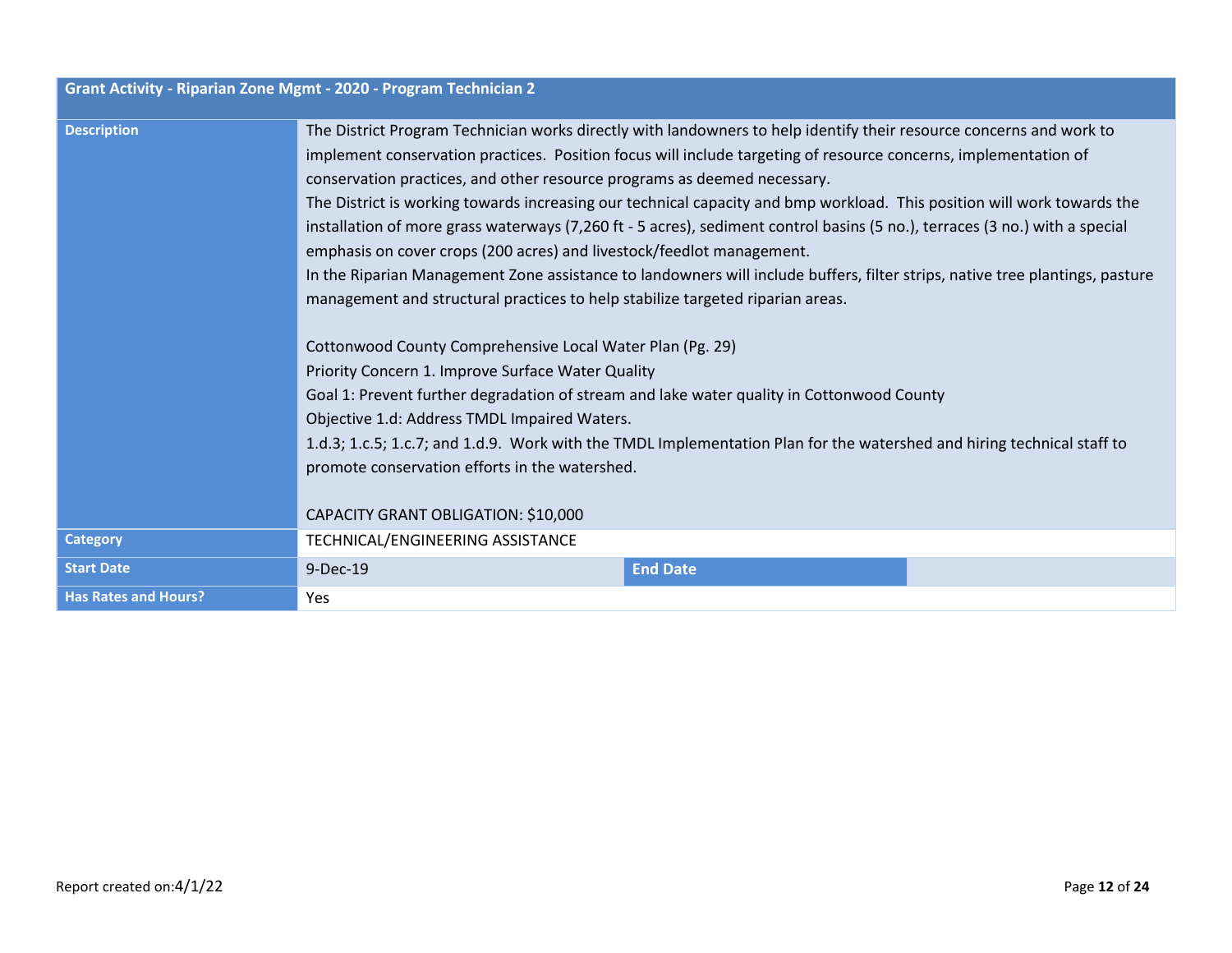| Grant Activity - Riparian Zone Mgmt - 2020 - Program Technician 2 | | | |
|---|---|---|---|
| **Description** | The District Program Technician works directly with landowners to help identify their resource concerns and work to implement conservation practices. Position focus will include targeting of resource concerns, implementation of conservation practices, and other resource programs as deemed necessary.<br>The District is working towards increasing our technical capacity and bmp workload. This position will work towards the installation of more grass waterways (7,260 ft - 5 acres), sediment control basins (5 no.), terraces (3 no.) with a special emphasis on cover crops (200 acres) and livestock/feedlot management.<br>In the Riparian Management Zone assistance to landowners will include buffers, filter strips, native tree plantings, pasture management and structural practices to help stabilize targeted riparian areas.<br><br>Cottonwood County Comprehensive Local Water Plan (Pg. 29)<br>Priority Concern 1. Improve Surface Water Quality<br>Goal 1: Prevent further degradation of stream and lake water quality in Cottonwood County<br>Objective 1.d: Address TMDL Impaired Waters.<br>1.d.3; 1.c.5; 1.c.7; and 1.d.9. Work with the TMDL Implementation Plan for the watershed and hiring technical staff to promote conservation efforts in the watershed.<br><br>CAPACITY GRANT OBLIGATION: $10,000 | | |
| **Category** | TECHNICAL/ENGINEERING ASSISTANCE | | |
| **Start Date** | 9-Dec-19 | **End Date** | |
| **Has Rates and Hours?** | Yes | | |

Report created on:4/1/22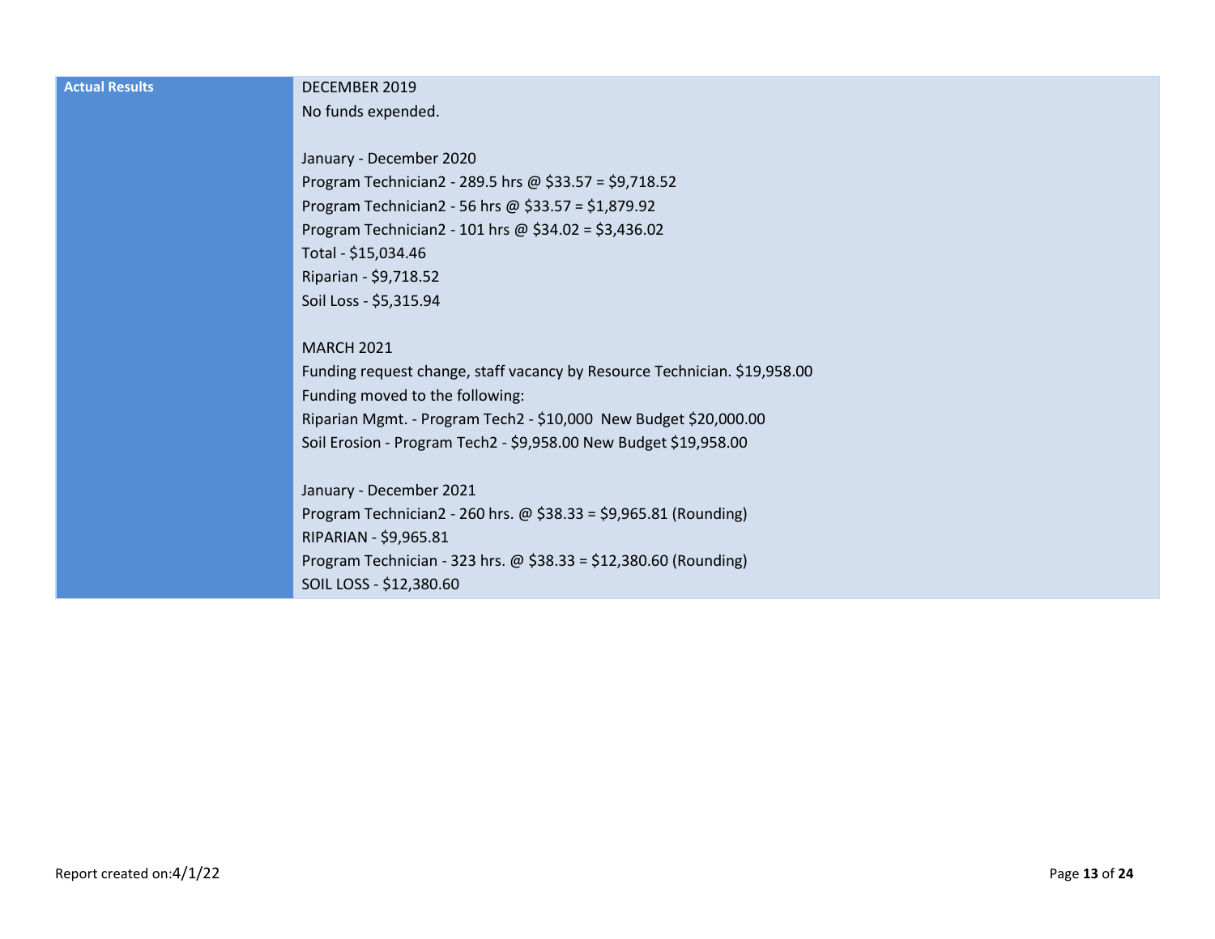| Actual Results | DECEMBER 2019<br>No funds expended.<br><br>January - December 2020<br>Program Technician2 - 289.5 hrs @ $33.57 = $9,718.52<br>Program Technician2 - 56 hrs @ $33.57 = $1,879.92<br>Program Technician2 - 101 hrs @ $34.02 = $3,436.02<br>Total - $15,034.46<br>Riparian - $9,718.52<br>Soil Loss - $5,315.94<br><br>MARCH 2021<br>Funding request change, staff vacancy by Resource Technician. $19,958.00<br>Funding moved to the following:<br>Riparian Mgmt. - Program Tech2 - $10,000  New Budget $20,000.00<br>Soil Erosion - Program Tech2 - $9,958.00 New Budget $19,958.00<br><br>January - December 2021<br>Program Technician2 - 260 hrs. @ $38.33 = $9,965.81 (Rounding)<br>RIPARIAN - $9,965.81<br>Program Technician - 323 hrs. @ $38.33 = $12,380.60 (Rounding)<br>SOIL LOSS - $12,380.60 |
|---|---|

Report created on:4/1/22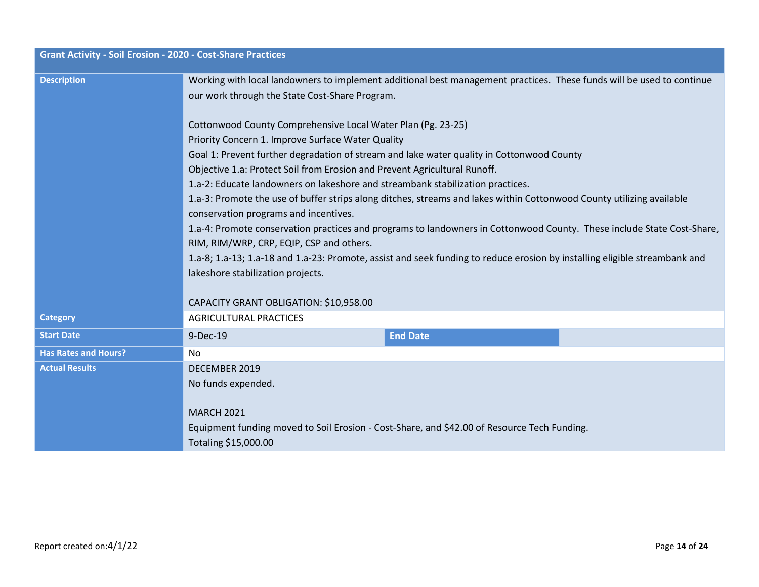| Grant Activity - Soil Erosion - 2020 - Cost-Share Practices | | | |
|---|---|---|---|
| **Description** | Working with local landowners to implement additional best management practices. These funds will be used to continue our work through the State Cost-Share Program.<br><br>Cottonwood County Comprehensive Local Water Plan (Pg. 23-25)<br>Priority Concern 1. Improve Surface Water Quality<br>Goal 1: Prevent further degradation of stream and lake water quality in Cottonwood County<br>Objective 1.a: Protect Soil from Erosion and Prevent Agricultural Runoff.<br>1.a-2: Educate landowners on lakeshore and streambank stabilization practices.<br>1.a-3: Promote the use of buffer strips along ditches, streams and lakes within Cottonwood County utilizing available conservation programs and incentives.<br>1.a-4: Promote conservation practices and programs to landowners in Cottonwood County. These include State Cost-Share, RIM, RIM/WRP, CRP, EQIP, CSP and others.<br>1.a-8; 1.a-13; 1.a-18 and 1.a-23: Promote, assist and seek funding to reduce erosion by installing eligible streambank and lakeshore stabilization projects.<br><br>CAPACITY GRANT OBLIGATION: $10,958.00 | | |
| **Category** | AGRICULTURAL PRACTICES | | |
| **Start Date** | 9-Dec-19 | **End Date** | |
| **Has Rates and Hours?** | No | | |
| **Actual Results** | DECEMBER 2019<br>No funds expended.<br><br>MARCH 2021<br>Equipment funding moved to Soil Erosion - Cost-Share, and $42.00 of Resource Tech Funding.<br>Totaling $15,000.00 | | |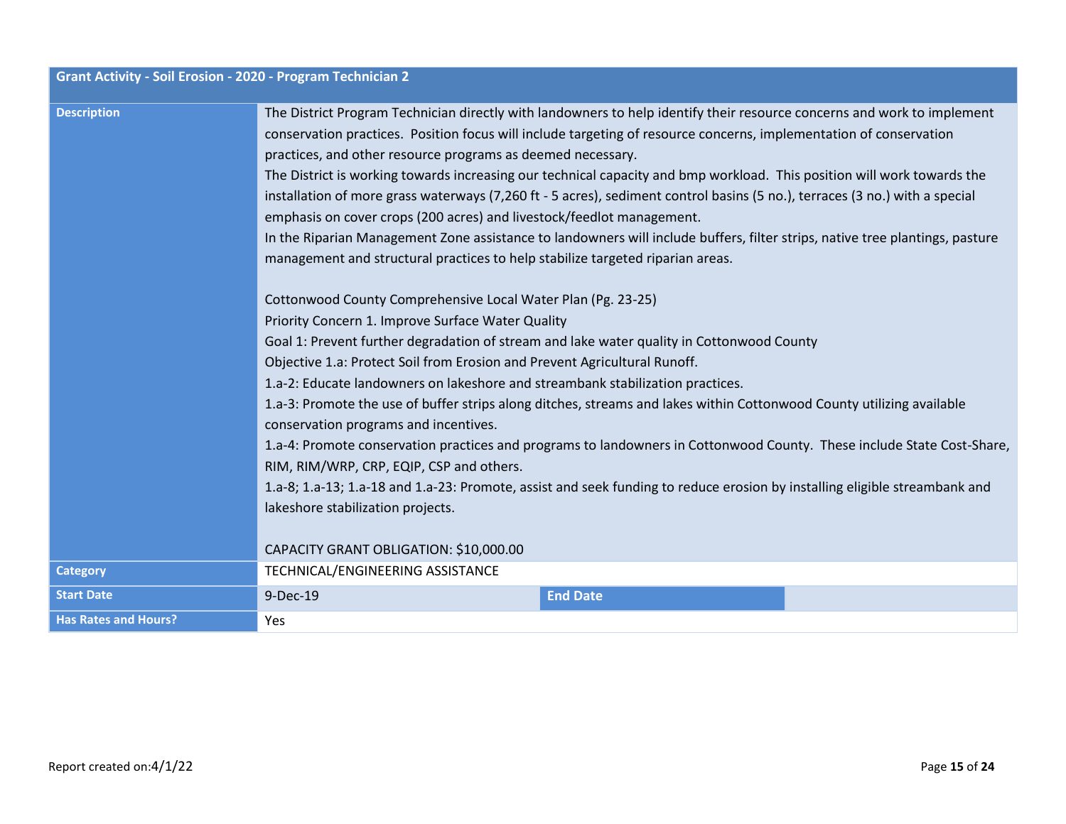| Grant Activity - Soil Erosion - 2020 - Program Technician 2 | | | |
|---|---|---|---|
| **Description** | The District Program Technician directly with landowners to help identify their resource concerns and work to implement conservation practices. Position focus will include targeting of resource concerns, implementation of conservation practices, and other resource programs as deemed necessary.<br>The District is working towards increasing our technical capacity and bmp workload. This position will work towards the installation of more grass waterways (7,260 ft - 5 acres), sediment control basins (5 no.), terraces (3 no.) with a special emphasis on cover crops (200 acres) and livestock/feedlot management.<br>In the Riparian Management Zone assistance to landowners will include buffers, filter strips, native tree plantings, pasture management and structural practices to help stabilize targeted riparian areas.<br><br>Cottonwood County Comprehensive Local Water Plan (Pg. 23-25)<br>Priority Concern 1. Improve Surface Water Quality<br>Goal 1: Prevent further degradation of stream and lake water quality in Cottonwood County<br>Objective 1.a: Protect Soil from Erosion and Prevent Agricultural Runoff.<br>1.a-2: Educate landowners on lakeshore and streambank stabilization practices.<br>1.a-3: Promote the use of buffer strips along ditches, streams and lakes within Cottonwood County utilizing available conservation programs and incentives.<br>1.a-4: Promote conservation practices and programs to landowners in Cottonwood County. These include State Cost-Share, RIM, RIM/WRP, CRP, EQIP, CSP and others.<br>1.a-8; 1.a-13; 1.a-18 and 1.a-23: Promote, assist and seek funding to reduce erosion by installing eligible streambank and lakeshore stabilization projects.<br><br>CAPACITY GRANT OBLIGATION: $10,000.00 | | |
| **Category** | TECHNICAL/ENGINEERING ASSISTANCE | | |
| **Start Date** | 9-Dec-19 | **End Date** | |
| **Has Rates and Hours?** | Yes | | |

Report created on:4/1/22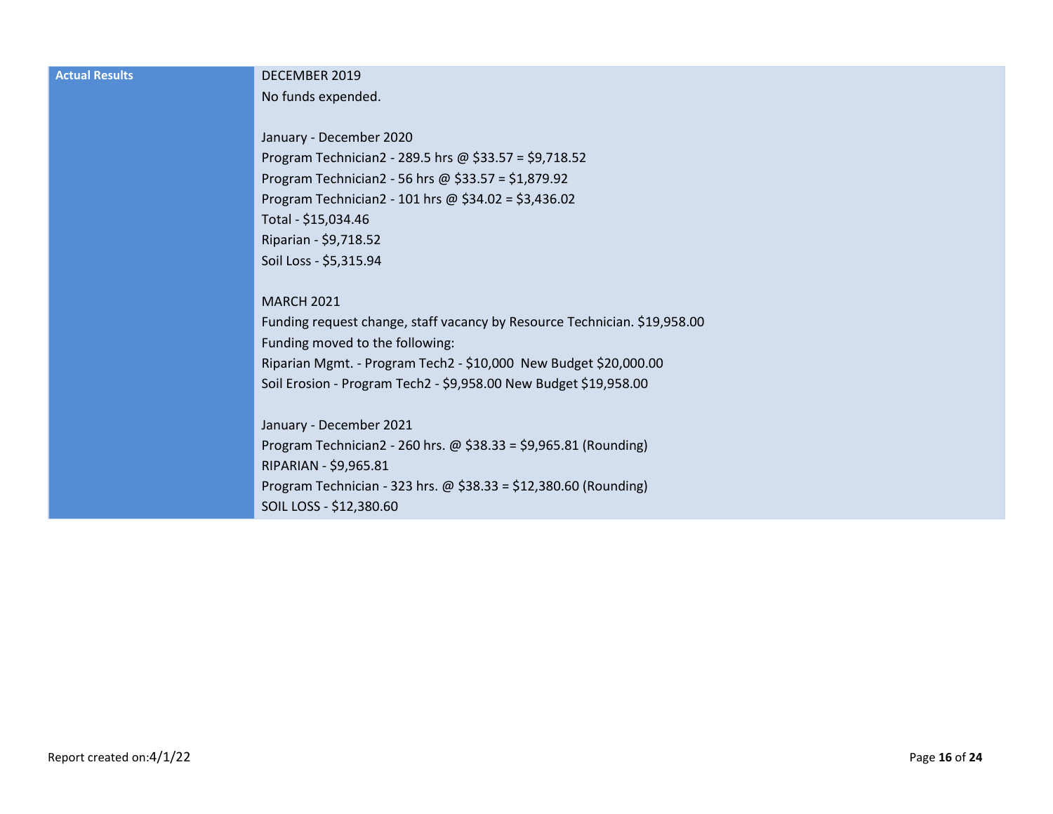| Actual Results | DECEMBER 2019<br>No funds expended.<br><br>January - December 2020<br>Program Technician2 - 289.5 hrs @ $33.57 = $9,718.52<br>Program Technician2 - 56 hrs @ $33.57 = $1,879.92<br>Program Technician2 - 101 hrs @ $34.02 = $3,436.02<br>Total - $15,034.46<br>Riparian - $9,718.52<br>Soil Loss - $5,315.94<br><br>MARCH 2021<br>Funding request change, staff vacancy by Resource Technician. $19,958.00<br>Funding moved to the following:<br>Riparian Mgmt. - Program Tech2 - $10,000  New Budget $20,000.00<br>Soil Erosion - Program Tech2 - $9,958.00 New Budget $19,958.00<br><br>January - December 2021<br>Program Technician2 - 260 hrs. @ $38.33 = $9,965.81 (Rounding)<br>RIPARIAN - $9,965.81<br>Program Technician - 323 hrs. @ $38.33 = $12,380.60 (Rounding)<br>SOIL LOSS - $12,380.60 |
|---|---|

Report created on:4/1/22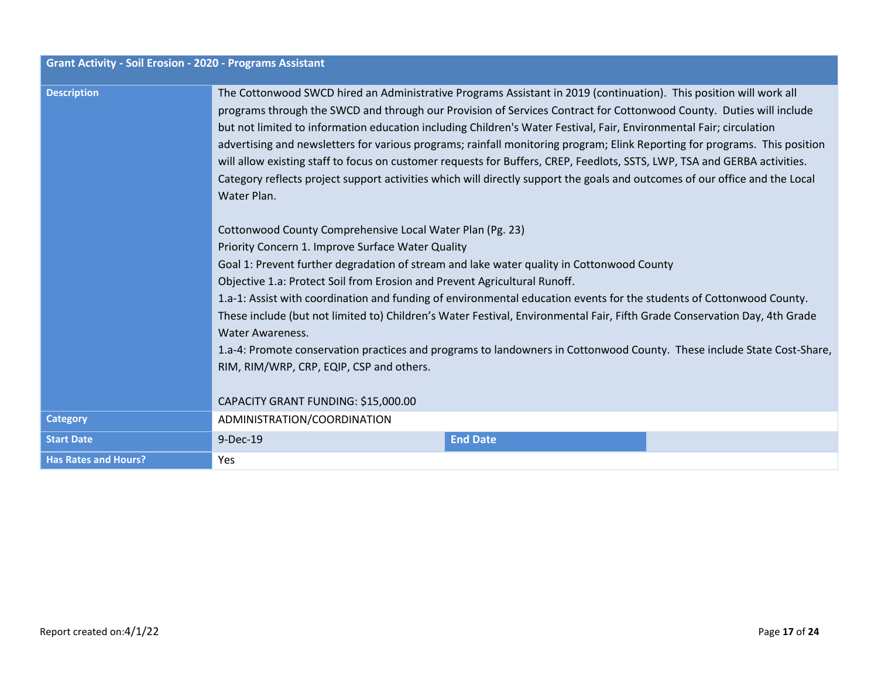| Grant Activity - Soil Erosion - 2020 - Programs Assistant | | | |
|---|---|---|---|
| **Description** | The Cottonwood SWCD hired an Administrative Programs Assistant in 2019 (continuation). This position will work all programs through the SWCD and through our Provision of Services Contract for Cottonwood County. Duties will include but not limited to information education including Children's Water Festival, Fair, Environmental Fair; circulation advertising and newsletters for various programs; rainfall monitoring program; Elink Reporting for programs. This position will allow existing staff to focus on customer requests for Buffers, CREP, Feedlots, SSTS, LWP, TSA and GERBA activities. Category reflects project support activities which will directly support the goals and outcomes of our office and the Local Water Plan.<br><br>Cottonwood County Comprehensive Local Water Plan (Pg. 23)<br>Priority Concern 1. Improve Surface Water Quality<br>Goal 1: Prevent further degradation of stream and lake water quality in Cottonwood County<br>Objective 1.a: Protect Soil from Erosion and Prevent Agricultural Runoff.<br>1.a-1: Assist with coordination and funding of environmental education events for the students of Cottonwood County. These include (but not limited to) Children's Water Festival, Environmental Fair, Fifth Grade Conservation Day, 4th Grade Water Awareness.<br>1.a-4: Promote conservation practices and programs to landowners in Cottonwood County. These include State Cost-Share, RIM, RIM/WRP, CRP, EQIP, CSP and others.<br><br>CAPACITY GRANT FUNDING: $15,000.00 | | |
| **Category** | ADMINISTRATION/COORDINATION | | |
| **Start Date** | 9-Dec-19 | **End Date** | |
| **Has Rates and Hours?** | Yes | | |

Report created on:4/1/22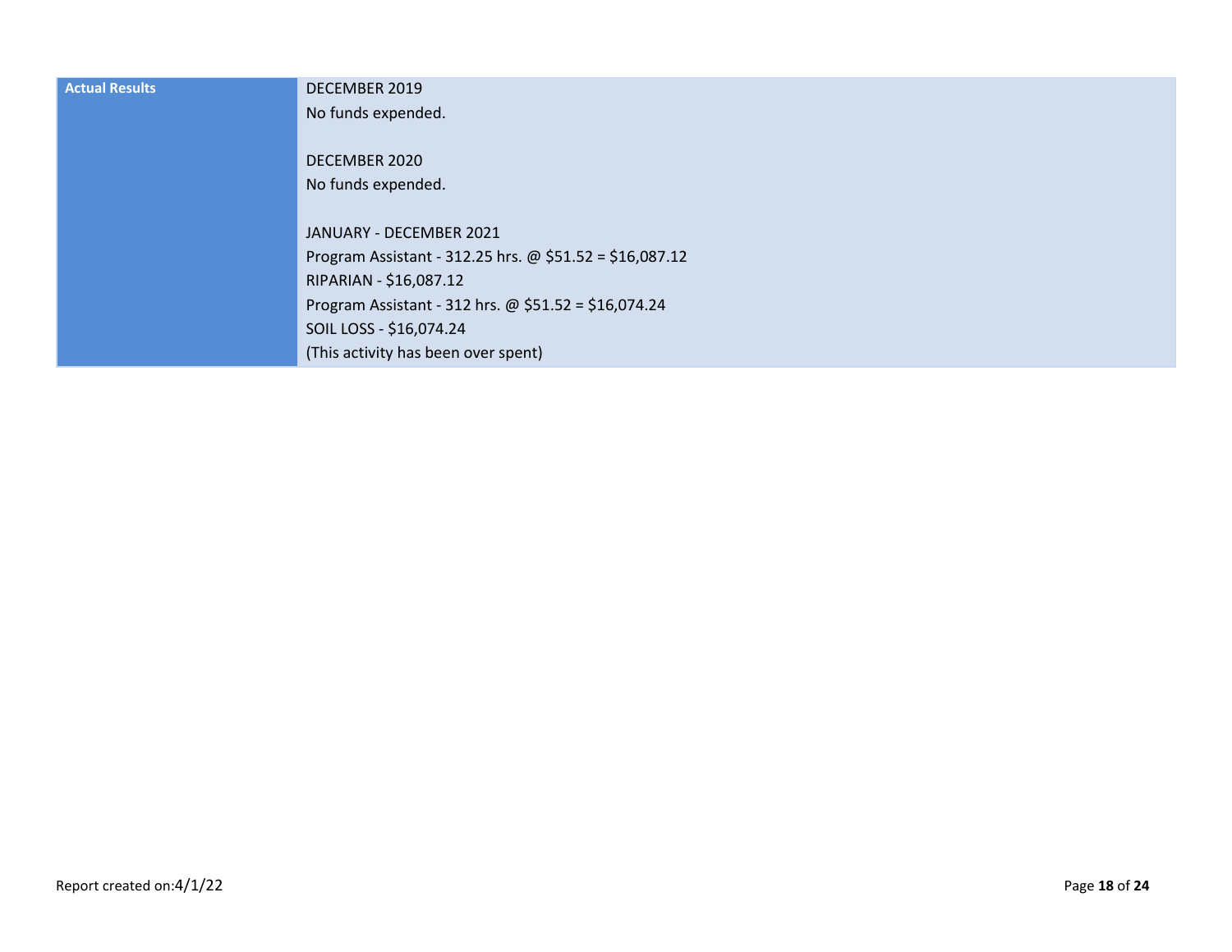| Actual Results | DECEMBER 2019<br>No funds expended.<br><br>DECEMBER 2020<br>No funds expended.<br><br>JANUARY - DECEMBER 2021<br>Program Assistant - 312.25 hrs. @ $51.52 = $16,087.12<br>RIPARIAN - $16,087.12<br>Program Assistant - 312 hrs. @ $51.52 = $16,074.24<br>SOIL LOSS - $16,074.24<br>(This activity has been over spent) |
|---|---|

Report created on:4/1/22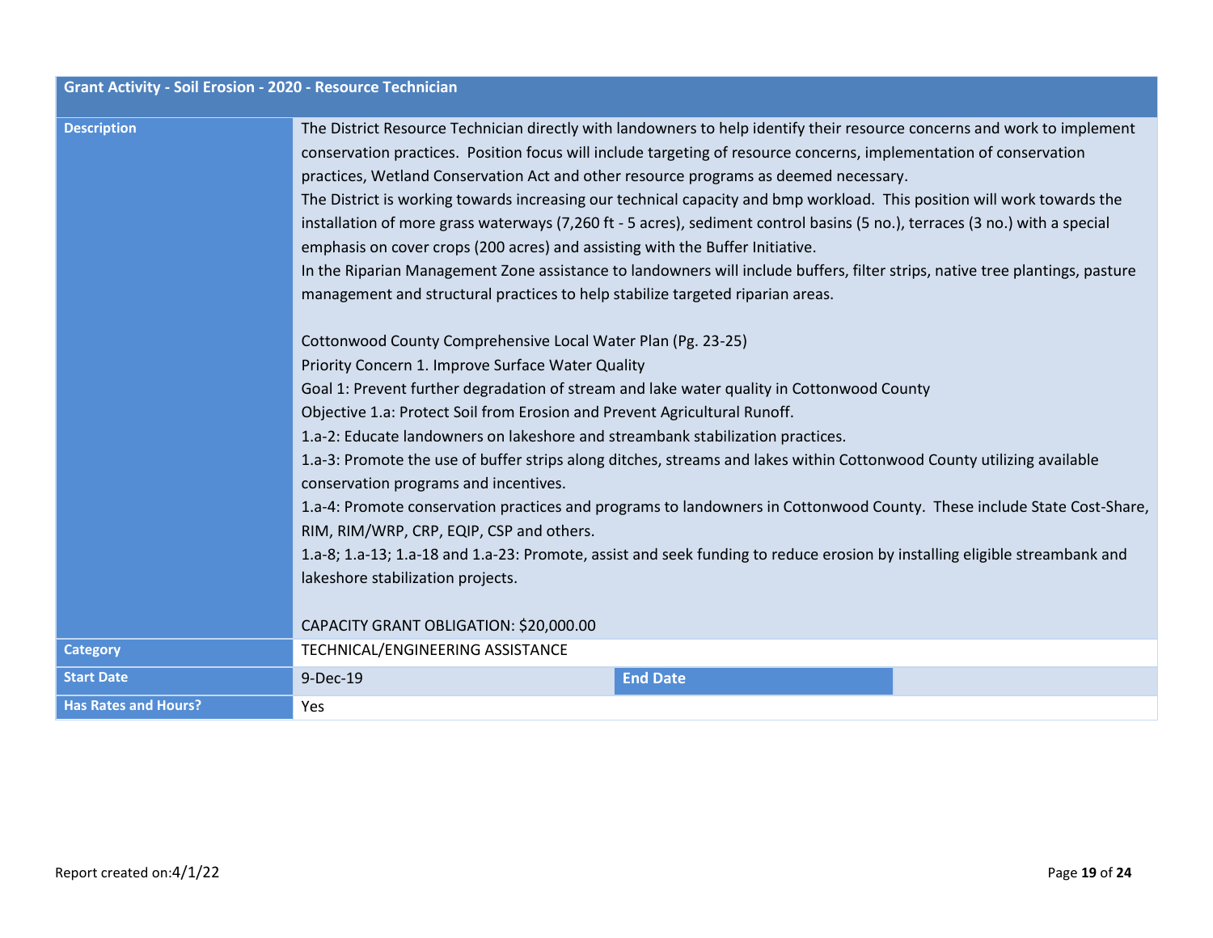| Grant Activity - Soil Erosion - 2020 - Resource Technician | | | |
|---|---|---|---|
| **Description** | The District Resource Technician directly with landowners to help identify their resource concerns and work to implement conservation practices. Position focus will include targeting of resource concerns, implementation of conservation practices, Wetland Conservation Act and other resource programs as deemed necessary.<br>The District is working towards increasing our technical capacity and bmp workload. This position will work towards the installation of more grass waterways (7,260 ft - 5 acres), sediment control basins (5 no.), terraces (3 no.) with a special emphasis on cover crops (200 acres) and assisting with the Buffer Initiative.<br>In the Riparian Management Zone assistance to landowners will include buffers, filter strips, native tree plantings, pasture management and structural practices to help stabilize targeted riparian areas.<br><br>Cottonwood County Comprehensive Local Water Plan (Pg. 23-25)<br>Priority Concern 1. Improve Surface Water Quality<br>Goal 1: Prevent further degradation of stream and lake water quality in Cottonwood County<br>Objective 1.a: Protect Soil from Erosion and Prevent Agricultural Runoff.<br>1.a-2: Educate landowners on lakeshore and streambank stabilization practices.<br>1.a-3: Promote the use of buffer strips along ditches, streams and lakes within Cottonwood County utilizing available conservation programs and incentives.<br>1.a-4: Promote conservation practices and programs to landowners in Cottonwood County. These include State Cost-Share, RIM, RIM/WRP, CRP, EQIP, CSP and others.<br>1.a-8; 1.a-13; 1.a-18 and 1.a-23: Promote, assist and seek funding to reduce erosion by installing eligible streambank and lakeshore stabilization projects.<br><br>CAPACITY GRANT OBLIGATION: $20,000.00 | | |
| **Category** | TECHNICAL/ENGINEERING ASSISTANCE | | |
| **Start Date** | 9-Dec-19 | **End Date** | |
| **Has Rates and Hours?** | Yes | | |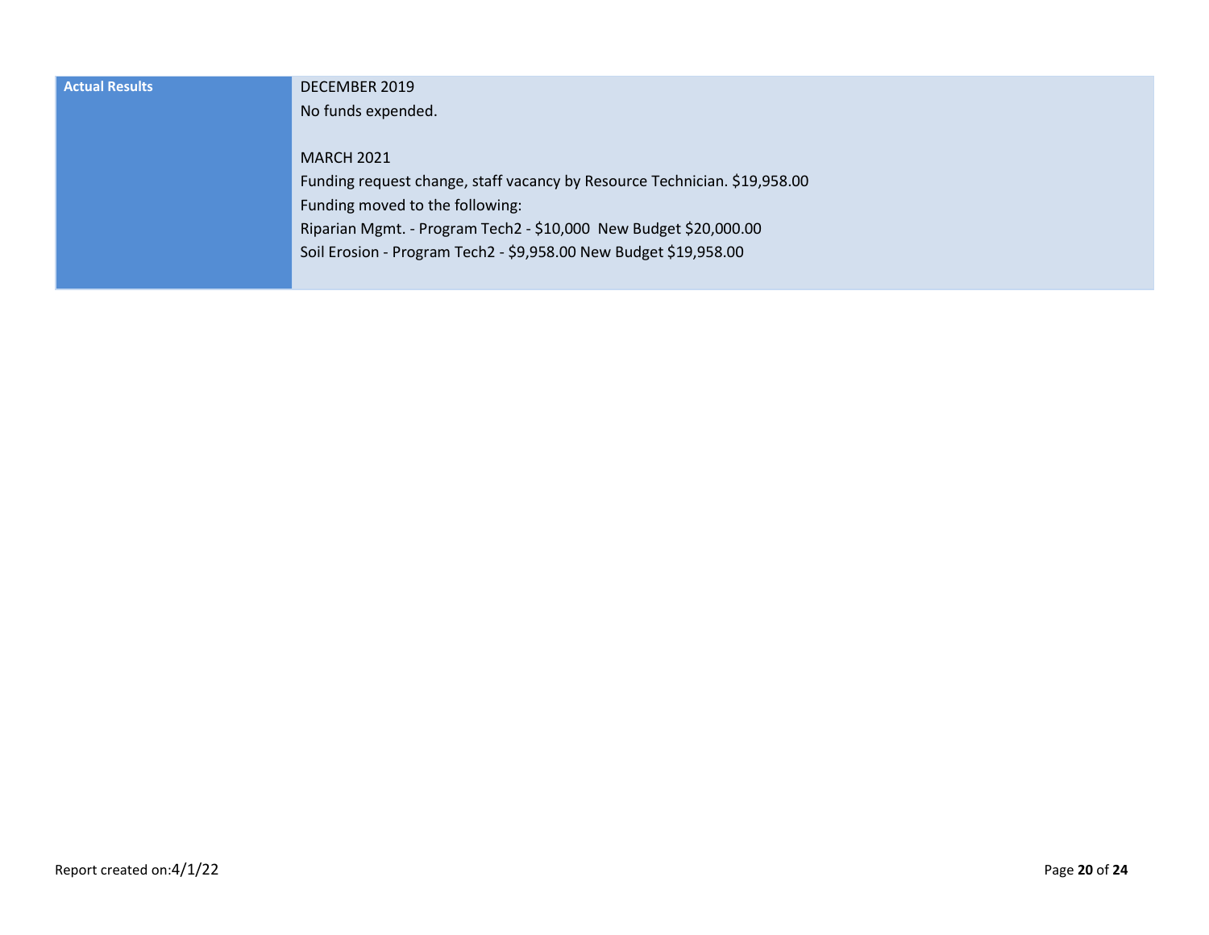| Actual Results | DECEMBER 2019<br>No funds expended.<br><br>MARCH 2021<br>Funding request change, staff vacancy by Resource Technician. $19,958.00<br>Funding moved to the following:<br>Riparian Mgmt. - Program Tech2 - $10,000 New Budget $20,000.00<br>Soil Erosion - Program Tech2 - $9,958.00 New Budget $19,958.00 |
|---|---|

Report created on:4/1/22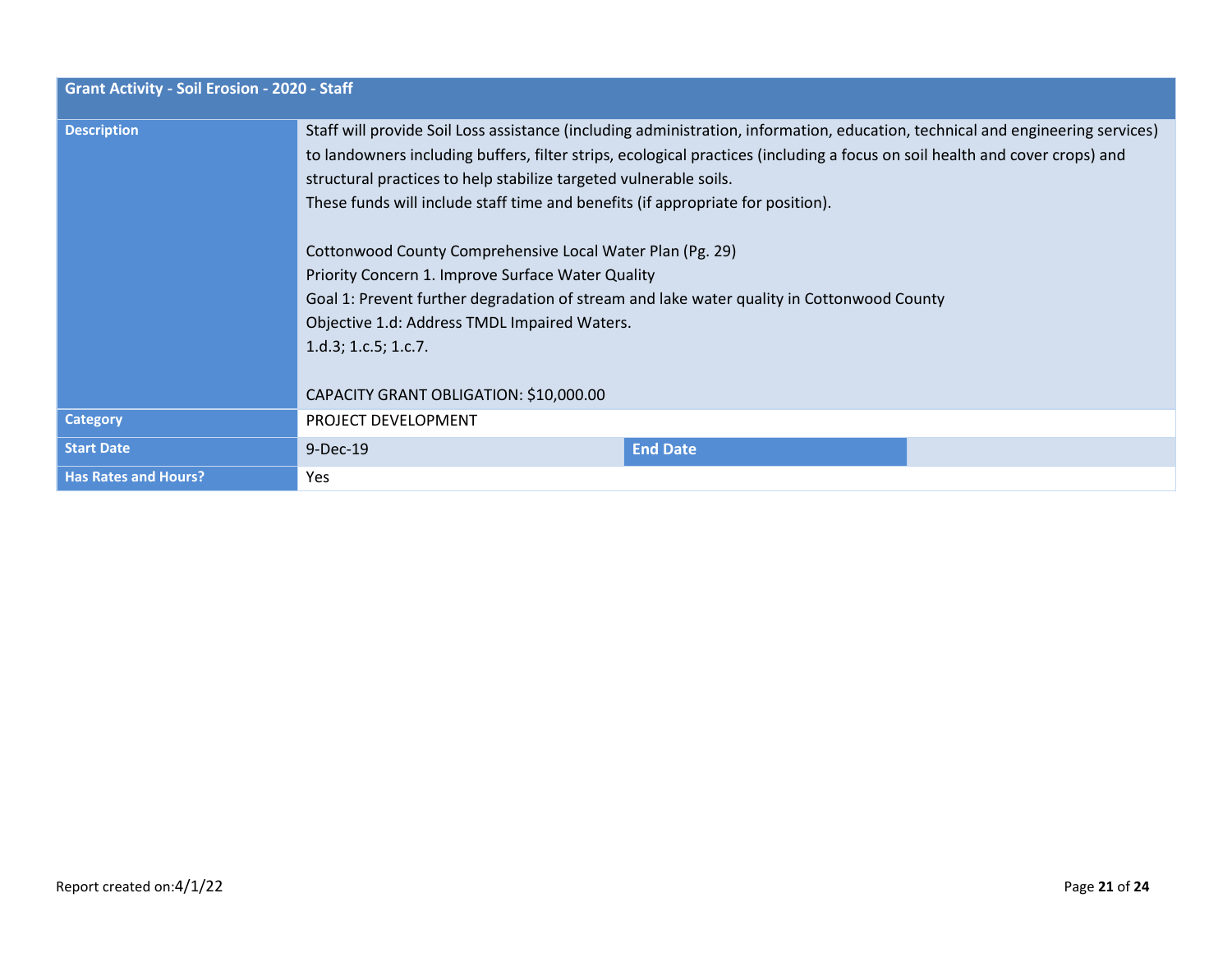| Grant Activity - Soil Erosion - 2020 - Staff | | | |
|---|---|---|---|
| **Description** | Staff will provide Soil Loss assistance (including administration, information, education, technical and engineering services) to landowners including buffers, filter strips, ecological practices (including a focus on soil health and cover crops) and structural practices to help stabilize targeted vulnerable soils.<br>These funds will include staff time and benefits (if appropriate for position).<br><br>Cottonwood County Comprehensive Local Water Plan (Pg. 29)<br>Priority Concern 1. Improve Surface Water Quality<br>Goal 1: Prevent further degradation of stream and lake water quality in Cottonwood County<br>Objective 1.d: Address TMDL Impaired Waters.<br>1.d.3; 1.c.5; 1.c.7.<br><br>CAPACITY GRANT OBLIGATION: $10,000.00 | | |
| **Category** | PROJECT DEVELOPMENT | | |
| **Start Date** | 9-Dec-19 | **End Date** | |
| **Has Rates and Hours?** | Yes | | |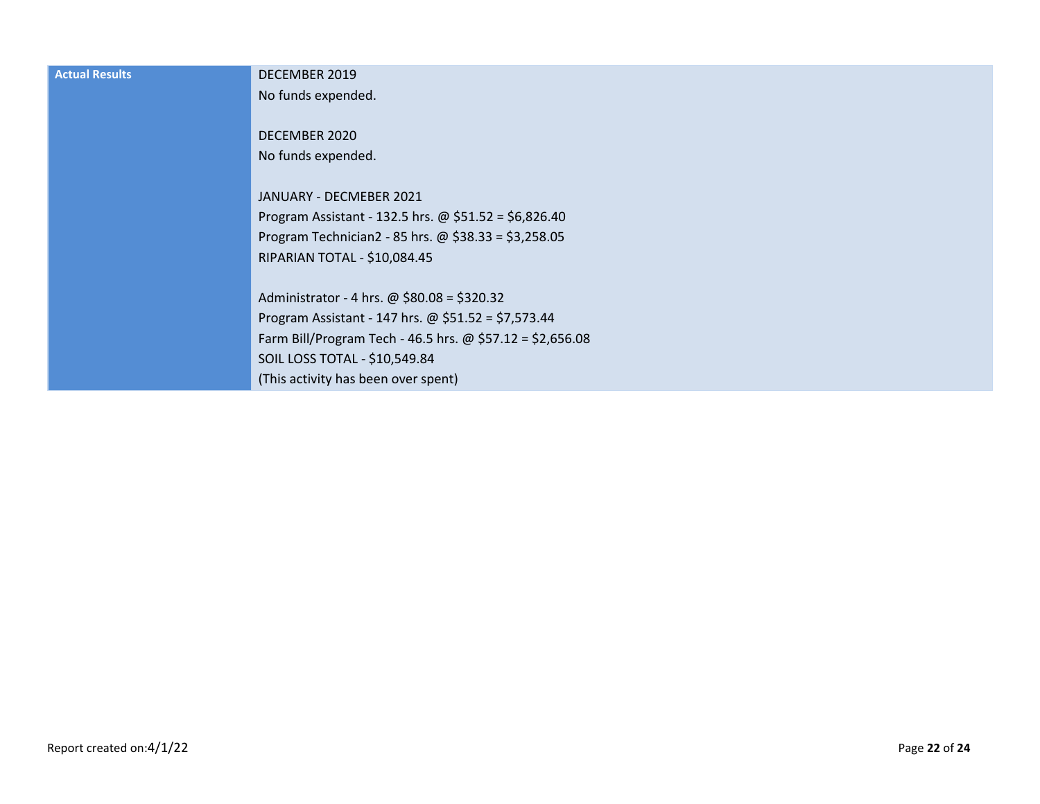| Actual Results | DECEMBER 2019<br>No funds expended.<br><br>DECEMBER 2020<br>No funds expended.<br><br>JANUARY - DECMEBER 2021<br>Program Assistant - 132.5 hrs. @ $51.52 = $6,826.40<br>Program Technician2 - 85 hrs. @ $38.33 = $3,258.05<br>RIPARIAN TOTAL - $10,084.45<br><br>Administrator - 4 hrs. @ $80.08 = $320.32<br>Program Assistant - 147 hrs. @ $51.52 = $7,573.44<br>Farm Bill/Program Tech - 46.5 hrs. @ $57.12 = $2,656.08<br>SOIL LOSS TOTAL - $10,549.84<br>(This activity has been over spent) |
|---|---|

Report created on:4/1/22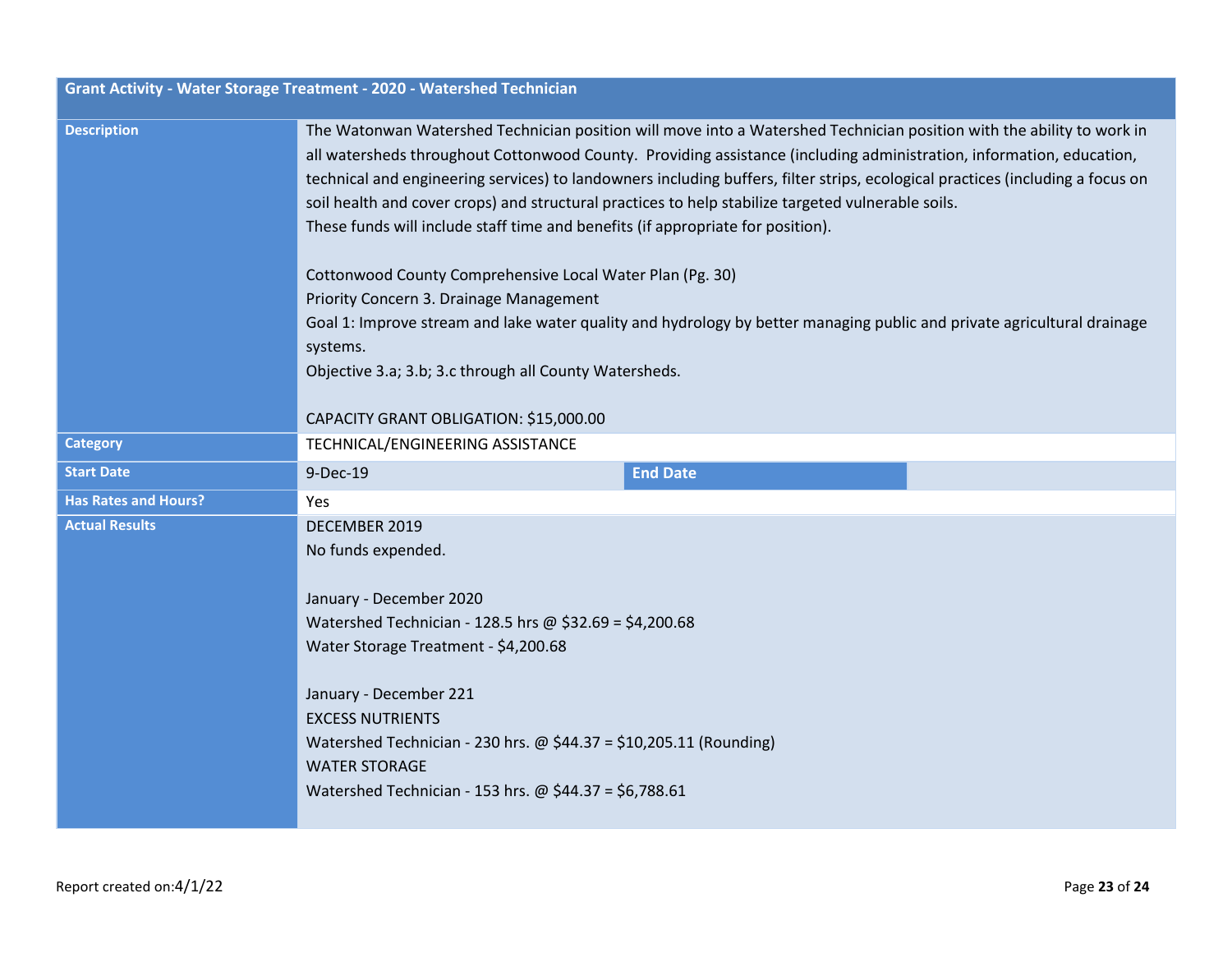| Grant Activity - Water Storage Treatment - 2020 - Watershed Technician | | | |
|---|---|---|---|
| **Description** | The Watonwan Watershed Technician position will move into a Watershed Technician position with the ability to work in all watersheds throughout Cottonwood County. Providing assistance (including administration, information, education, technical and engineering services) to landowners including buffers, filter strips, ecological practices (including a focus on soil health and cover crops) and structural practices to help stabilize targeted vulnerable soils.<br>These funds will include staff time and benefits (if appropriate for position).<br><br>Cottonwood County Comprehensive Local Water Plan (Pg. 30)<br>Priority Concern 3. Drainage Management<br>Goal 1: Improve stream and lake water quality and hydrology by better managing public and private agricultural drainage systems.<br>Objective 3.a; 3.b; 3.c through all County Watersheds.<br><br>CAPACITY GRANT OBLIGATION: $15,000.00 | | |
| **Category** | TECHNICAL/ENGINEERING ASSISTANCE | | |
| **Start Date** | 9-Dec-19 | **End Date** | |
| **Has Rates and Hours?** | Yes | | |
| **Actual Results** | DECEMBER 2019<br>No funds expended.<br><br>January - December 2020<br>Watershed Technician - 128.5 hrs @ $32.69 = $4,200.68<br>Water Storage Treatment - $4,200.68<br><br>January - December 221<br>EXCESS NUTRIENTS<br>Watershed Technician - 230 hrs. @ $44.37 = $10,205.11 (Rounding)<br>WATER STORAGE<br>Watershed Technician - 153 hrs. @ $44.37 = $6,788.61 | | |

Report created on:4/1/22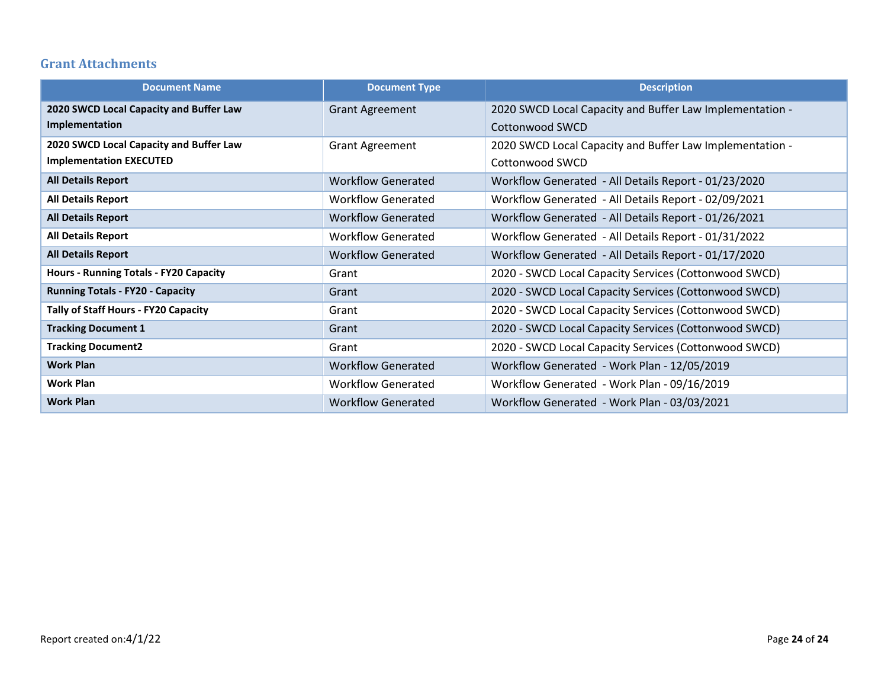## Grant Attachments

| Document Name | Document Type | Description |
| --- | --- | --- |
| **2020 SWCD Local Capacity and Buffer Law Implementation** | Grant Agreement | 2020 SWCD Local Capacity and Buffer Law Implementation - Cottonwood SWCD |
| **2020 SWCD Local Capacity and Buffer Law Implementation EXECUTED** | Grant Agreement | 2020 SWCD Local Capacity and Buffer Law Implementation - Cottonwood SWCD |
| **All Details Report** | Workflow Generated | Workflow Generated - All Details Report - 01/23/2020 |
| **All Details Report** | Workflow Generated | Workflow Generated - All Details Report - 02/09/2021 |
| **All Details Report** | Workflow Generated | Workflow Generated - All Details Report - 01/26/2021 |
| **All Details Report** | Workflow Generated | Workflow Generated - All Details Report - 01/31/2022 |
| **All Details Report** | Workflow Generated | Workflow Generated - All Details Report - 01/17/2020 |
| **Hours - Running Totals - FY20 Capacity** | Grant | 2020 - SWCD Local Capacity Services (Cottonwood SWCD) |
| **Running Totals - FY20 - Capacity** | Grant | 2020 - SWCD Local Capacity Services (Cottonwood SWCD) |
| **Tally of Staff Hours - FY20 Capacity** | Grant | 2020 - SWCD Local Capacity Services (Cottonwood SWCD) |
| **Tracking Document 1** | Grant | 2020 - SWCD Local Capacity Services (Cottonwood SWCD) |
| **Tracking Document2** | Grant | 2020 - SWCD Local Capacity Services (Cottonwood SWCD) |
| **Work Plan** | Workflow Generated | Workflow Generated - Work Plan - 12/05/2019 |
| **Work Plan** | Workflow Generated | Workflow Generated - Work Plan - 09/16/2019 |
| **Work Plan** | Workflow Generated | Workflow Generated - Work Plan - 03/03/2021 |

Report created on:4/1/22